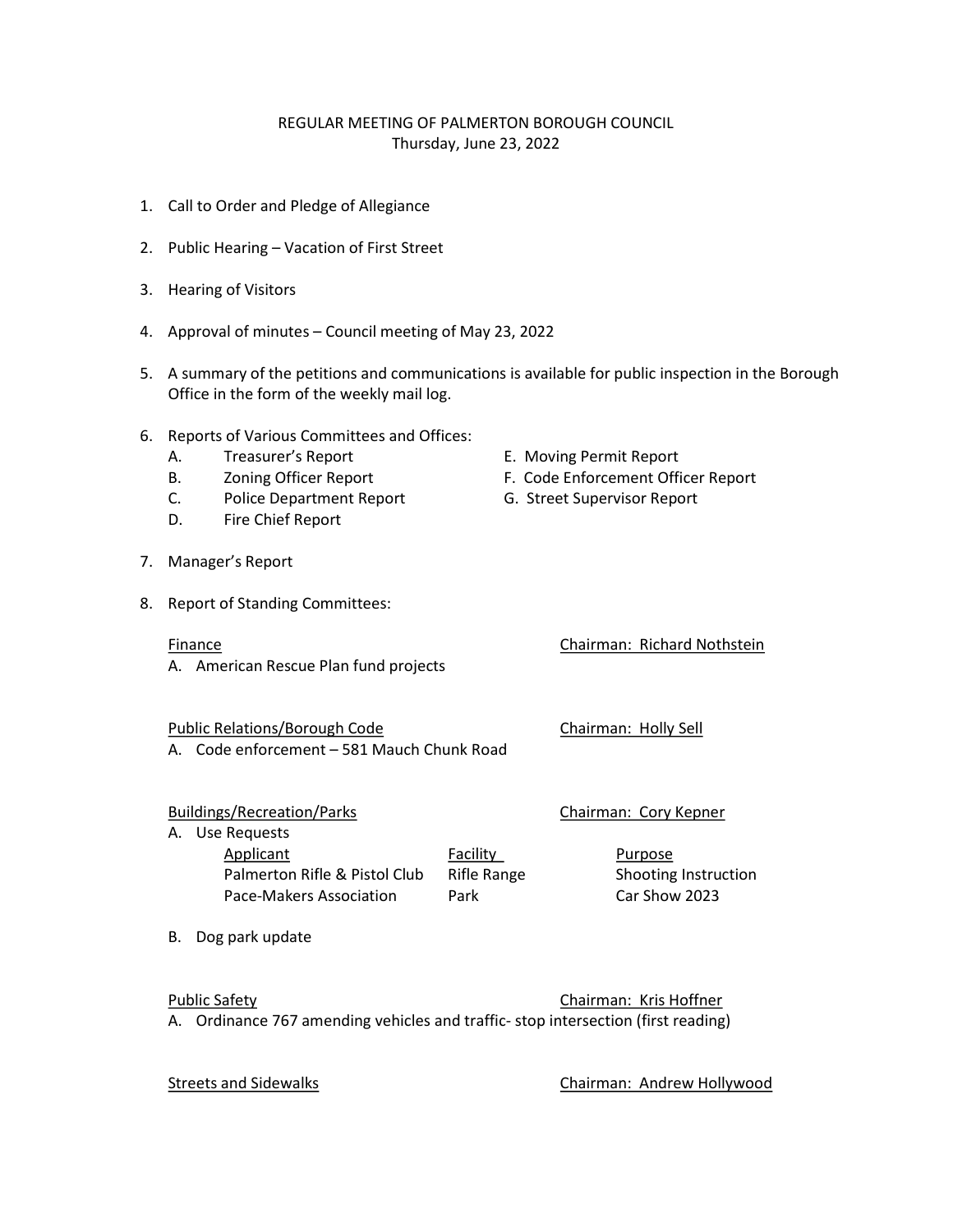# REGULAR MEETING OF PALMERTON BOROUGH COUNCIL
Thursday, June 23, 2022

1. Call to Order and Pledge of Allegiance

2. Public Hearing – Vacation of First Street

3. Hearing of Visitors

4. Approval of minutes – Council meeting of May 23, 2022

5. A summary of the petitions and communications is available for public inspection in the Borough Office in the form of the weekly mail log.

6. Reports of Various Committees and Offices:
   - A. Treasurer's Report
   - B. Zoning Officer Report
   - C. Police Department Report
   - D. Fire Chief Report
   - E. Moving Permit Report
   - F. Code Enforcement Officer Report
   - G. Street Supervisor Report

7. Manager's Report

8. Report of Standing Committees:

   **Finance** — Chairman: Richard Nothstein

   A. American Rescue Plan fund projects

   **Public Relations/Borough Code** — Chairman: Holly Sell

   A. Code enforcement – 581 Mauch Chunk Road

   **Buildings/Recreation/Parks** — Chairman: Cory Kepner

   A. Use Requests

   | Applicant | Facility | Purpose |
   |---|---|---|
   | Palmerton Rifle & Pistol Club | Rifle Range | Shooting Instruction |
   | Pace-Makers Association | Park | Car Show 2023 |

   B. Dog park update

   **Public Safety** — Chairman: Kris Hoffner

   A. Ordinance 767 amending vehicles and traffic- stop intersection (first reading)

   **Streets and Sidewalks** — Chairman: Andrew Hollywood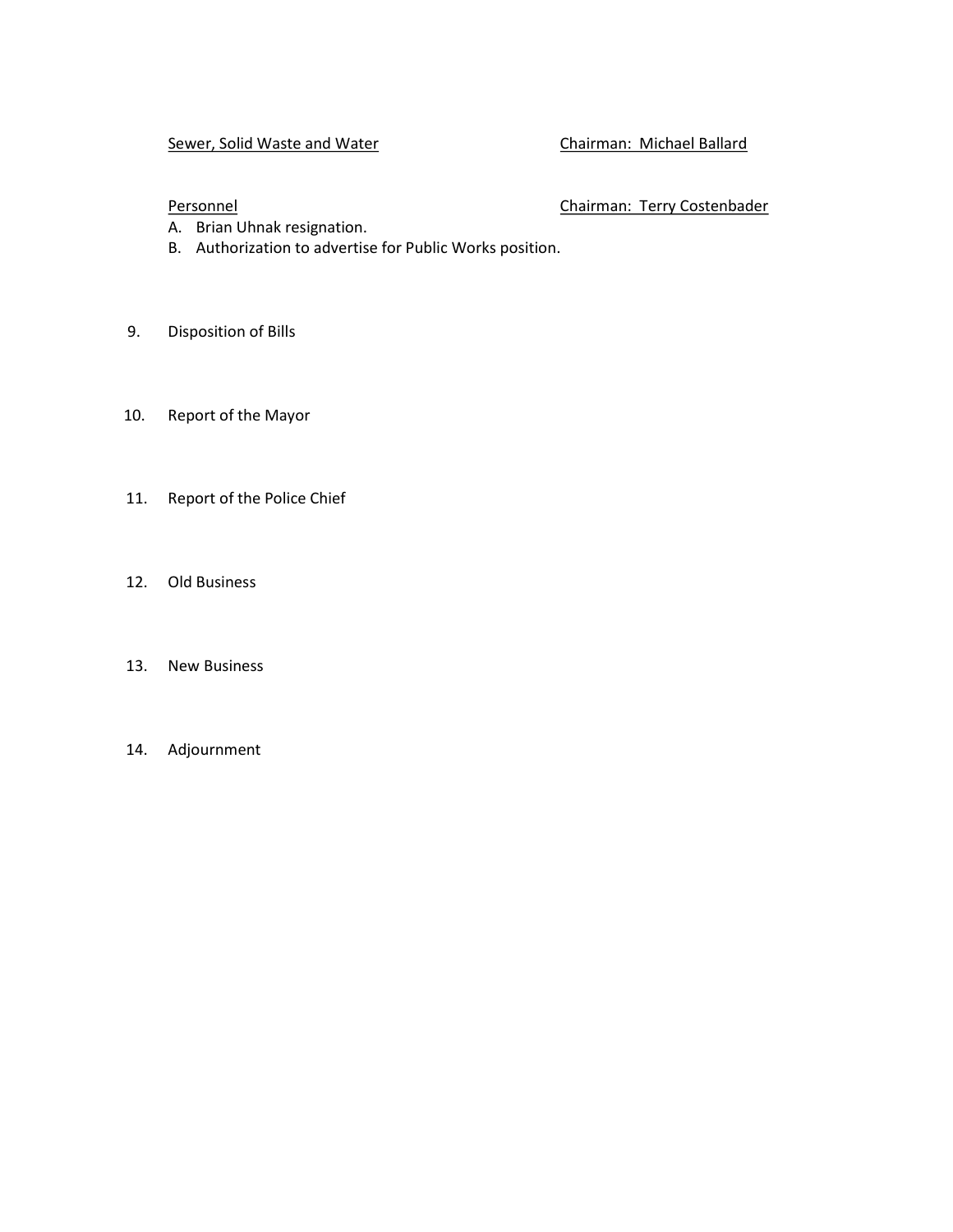Sewer, Solid Waste and Water — Chairman: Michael Ballard

Personnel — Chairman: Terry Costenbader

A. Brian Uhnak resignation.
B. Authorization to advertise for Public Works position.

9. Disposition of Bills

10. Report of the Mayor

11. Report of the Police Chief

12. Old Business

13. New Business

14. Adjournment